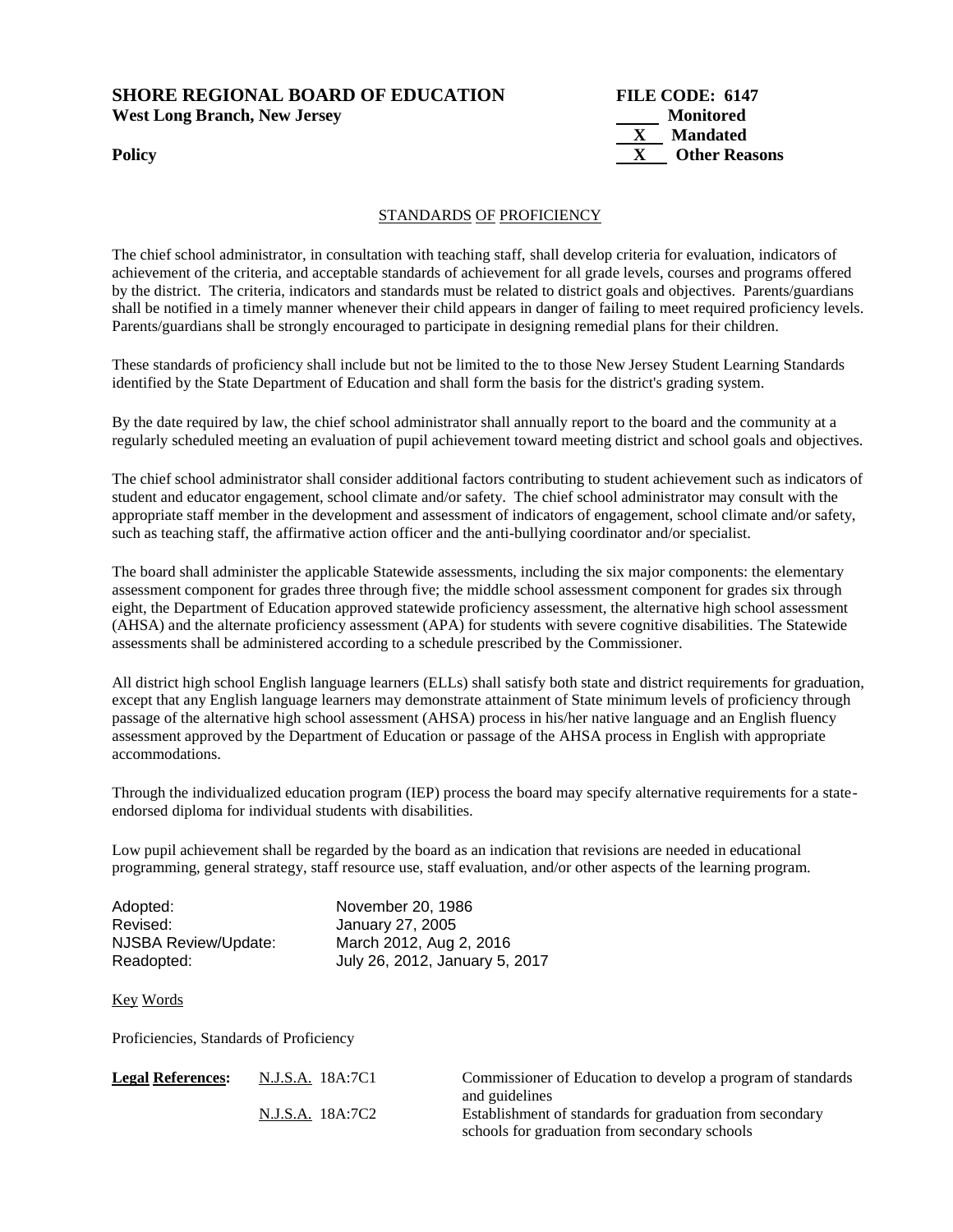**SHORE REGIONAL BOARD OF EDUCATION** **FILE CODE: 6147**
**West Long Branch, New Jersey**

_____ **Monitored**
__X__ **Mandated**
__X__ **Other Reasons**

**Policy**

## STANDARDS OF PROFICIENCY

The chief school administrator, in consultation with teaching staff, shall develop criteria for evaluation, indicators of achievement of the criteria, and acceptable standards of achievement for all grade levels, courses and programs offered by the district. The criteria, indicators and standards must be related to district goals and objectives. Parents/guardians shall be notified in a timely manner whenever their child appears in danger of failing to meet required proficiency levels. Parents/guardians shall be strongly encouraged to participate in designing remedial plans for their children.

These standards of proficiency shall include but not be limited to the to those New Jersey Student Learning Standards identified by the State Department of Education and shall form the basis for the district's grading system.

By the date required by law, the chief school administrator shall annually report to the board and the community at a regularly scheduled meeting an evaluation of pupil achievement toward meeting district and school goals and objectives.

The chief school administrator shall consider additional factors contributing to student achievement such as indicators of student and educator engagement, school climate and/or safety. The chief school administrator may consult with the appropriate staff member in the development and assessment of indicators of engagement, school climate and/or safety, such as teaching staff, the affirmative action officer and the anti-bullying coordinator and/or specialist.

The board shall administer the applicable Statewide assessments, including the six major components: the elementary assessment component for grades three through five; the middle school assessment component for grades six through eight, the Department of Education approved statewide proficiency assessment, the alternative high school assessment (AHSA) and the alternate proficiency assessment (APA) for students with severe cognitive disabilities. The Statewide assessments shall be administered according to a schedule prescribed by the Commissioner.

All district high school English language learners (ELLs) shall satisfy both state and district requirements for graduation, except that any English language learners may demonstrate attainment of State minimum levels of proficiency through passage of the alternative high school assessment (AHSA) process in his/her native language and an English fluency assessment approved by the Department of Education or passage of the AHSA process in English with appropriate accommodations.

Through the individualized education program (IEP) process the board may specify alternative requirements for a state-endorsed diploma for individual students with disabilities.

Low pupil achievement shall be regarded by the board as an indication that revisions are needed in educational programming, general strategy, staff resource use, staff evaluation, and/or other aspects of the learning program.

| | |
|---|---|
| Adopted: | November 20, 1986 |
| Revised: | January 27, 2005 |
| NJSBA Review/Update: | March 2012, Aug 2, 2016 |
| Readopted: | July 26, 2012, January 5, 2017 |

Key Words

Proficiencies, Standards of Proficiency

| **Legal References:** | | |
|---|---|---|
| | N.J.S.A. 18A:7C1 | Commissioner of Education to develop a program of standards and guidelines |
| | N.J.S.A. 18A:7C2 | Establishment of standards for graduation from secondary schools for graduation from secondary schools |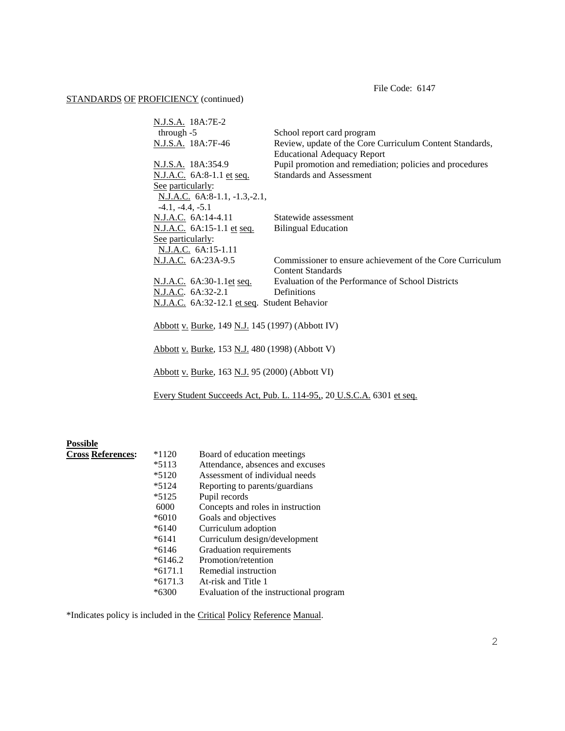File Code: 6147

STANDARDS OF PROFICIENCY (continued)

| | |
|---|---|
| N.J.S.A. 18A:7E-2 through -5 | School report card program |
| N.J.S.A. 18A:7F-46 | Review, update of the Core Curriculum Content Standards, Educational Adequacy Report |
| N.J.S.A. 18A:354.9 | Pupil promotion and remediation; policies and procedures |
| N.J.A.C. 6A:8-1.1 et seq. | Standards and Assessment |
| See particularly: N.J.A.C. 6A:8-1.1, -1.3,-2.1, -4.1, -4.4, -5.1 | |
| N.J.A.C. 6A:14-4.11 | Statewide assessment |
| N.J.A.C. 6A:15-1.1 et seq. | Bilingual Education |
| See particularly: N.J.A.C. 6A:15-1.11 | |
| N.J.A.C. 6A:23A-9.5 | Commissioner to ensure achievement of the Core Curriculum Content Standards |
| N.J.A.C. 6A:30-1.1et seq. | Evaluation of the Performance of School Districts |
| N.J.A.C. 6A:32-2.1 | Definitions |
| N.J.A.C. 6A:32-12.1 et seq. | Student Behavior |

Abbott v. Burke, 149 N.J. 145 (1997) (Abbott IV)

Abbott v. Burke, 153 N.J. 480 (1998) (Abbott V)

Abbott v. Burke, 163 N.J. 95 (2000) (Abbott VI)

Every Student Succeeds Act, Pub. L. 114-95,, 20 U.S.C.A. 6301 et seq.

**Possible Cross References:**

| | |
|---|---|
| *1120 | Board of education meetings |
| *5113 | Attendance, absences and excuses |
| *5120 | Assessment of individual needs |
| *5124 | Reporting to parents/guardians |
| *5125 | Pupil records |
| 6000 | Concepts and roles in instruction |
| *6010 | Goals and objectives |
| *6140 | Curriculum adoption |
| *6141 | Curriculum design/development |
| *6146 | Graduation requirements |
| *6146.2 | Promotion/retention |
| *6171.1 | Remedial instruction |
| *6171.3 | At-risk and Title 1 |
| *6300 | Evaluation of the instructional program |

*Indicates policy is included in the Critical Policy Reference Manual.